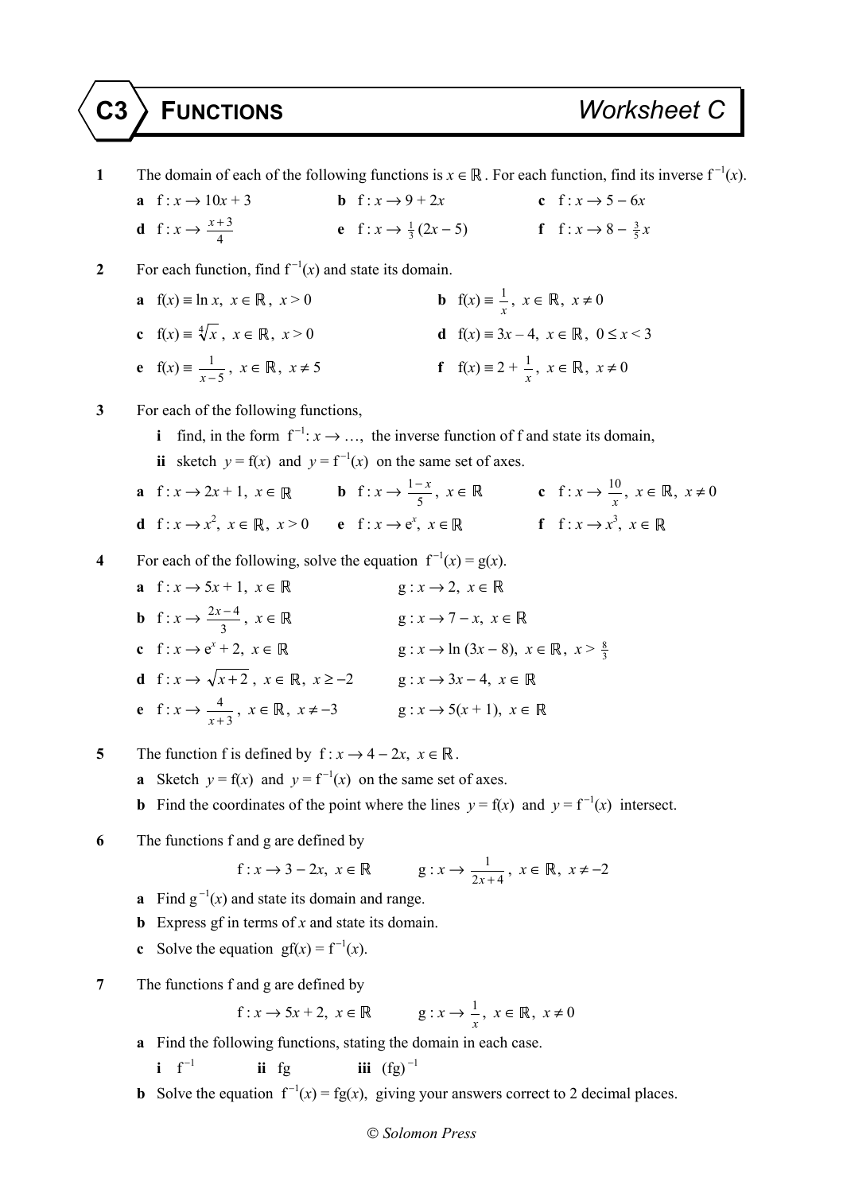# C3 FUNCTIONS Worksheet C

**1** The domain of each of the following functions is $x \in \mathbb{R}$. For each function, find its inverse $\mathrm{f}^{-1}(x)$.

**a** $\mathrm{f} : x \to 10x + 3$ **b** $\mathrm{f} : x \to 9 + 2x$ **c** $\mathrm{f} : x \to 5 - 6x$

**d** $\mathrm{f} : x \to \frac{x+3}{4}$ **e** $\mathrm{f} : x \to \frac{1}{3}(2x - 5)$ **f** $\mathrm{f} : x \to 8 - \frac{3}{5}x$

**2** For each function, find $\mathrm{f}^{-1}(x)$ and state its domain.

**a** $\mathrm{f}(x) \equiv \ln x,\ x \in \mathbb{R},\ x > 0$ **b** $\mathrm{f}(x) \equiv \frac{1}{x},\ x \in \mathbb{R},\ x \neq 0$

**c** $\mathrm{f}(x) \equiv \sqrt[4]{x},\ x \in \mathbb{R},\ x > 0$ **d** $\mathrm{f}(x) \equiv 3x - 4,\ x \in \mathbb{R},\ 0 \leq x < 3$

**e** $\mathrm{f}(x) \equiv \frac{1}{x-5},\ x \in \mathbb{R},\ x \neq 5$ **f** $\mathrm{f}(x) \equiv 2 + \frac{1}{x},\ x \in \mathbb{R},\ x \neq 0$

**3** For each of the following functions,

**i** find, in the form $\mathrm{f}^{-1} : x \to \ldots$, the inverse function of f and state its domain,

**ii** sketch $y = \mathrm{f}(x)$ and $y = \mathrm{f}^{-1}(x)$ on the same set of axes.

**a** $\mathrm{f} : x \to 2x + 1,\ x \in \mathbb{R}$ **b** $\mathrm{f} : x \to \frac{1-x}{5},\ x \in \mathbb{R}$ **c** $\mathrm{f} : x \to \frac{10}{x},\ x \in \mathbb{R},\ x \neq 0$

**d** $\mathrm{f} : x \to x^2,\ x \in \mathbb{R},\ x > 0$ **e** $\mathrm{f} : x \to \mathrm{e}^x,\ x \in \mathbb{R}$ **f** $\mathrm{f} : x \to x^3,\ x \in \mathbb{R}$

**4** For each of the following, solve the equation $\mathrm{f}^{-1}(x) = \mathrm{g}(x)$.

**a** $\mathrm{f} : x \to 5x + 1,\ x \in \mathbb{R}$ $\quad$ $\mathrm{g} : x \to 2,\ x \in \mathbb{R}$

**b** $\mathrm{f} : x \to \frac{2x-4}{3},\ x \in \mathbb{R}$ $\quad$ $\mathrm{g} : x \to 7 - x,\ x \in \mathbb{R}$

**c** $\mathrm{f} : x \to \mathrm{e}^x + 2,\ x \in \mathbb{R}$ $\quad$ $\mathrm{g} : x \to \ln(3x - 8),\ x \in \mathbb{R},\ x > \frac{8}{3}$

**d** $\mathrm{f} : x \to \sqrt{x+2},\ x \in \mathbb{R},\ x \geq -2$ $\quad$ $\mathrm{g} : x \to 3x - 4,\ x \in \mathbb{R}$

**e** $\mathrm{f} : x \to \frac{4}{x+3},\ x \in \mathbb{R},\ x \neq -3$ $\quad$ $\mathrm{g} : x \to 5(x + 1),\ x \in \mathbb{R}$

**5** The function f is defined by $\mathrm{f} : x \to 4 - 2x,\ x \in \mathbb{R}$.

**a** Sketch $y = \mathrm{f}(x)$ and $y = \mathrm{f}^{-1}(x)$ on the same set of axes.

**b** Find the coordinates of the point where the lines $y = \mathrm{f}(x)$ and $y = \mathrm{f}^{-1}(x)$ intersect.

**6** The functions f and g are defined by

$$\mathrm{f} : x \to 3 - 2x,\ x \in \mathbb{R} \qquad \mathrm{g} : x \to \frac{1}{2x+4},\ x \in \mathbb{R},\ x \neq -2$$

**a** Find $\mathrm{g}^{-1}(x)$ and state its domain and range.

**b** Express gf in terms of $x$ and state its domain.

**c** Solve the equation $\mathrm{gf}(x) = \mathrm{f}^{-1}(x)$.

**7** The functions f and g are defined by

$$\mathrm{f} : x \to 5x + 2,\ x \in \mathbb{R} \qquad \mathrm{g} : x \to \frac{1}{x},\ x \in \mathbb{R},\ x \neq 0$$

**a** Find the following functions, stating the domain in each case.

**i** $\mathrm{f}^{-1}$ **ii** fg **iii** $(\mathrm{fg})^{-1}$

**b** Solve the equation $\mathrm{f}^{-1}(x) = \mathrm{fg}(x)$, giving your answers correct to 2 decimal places.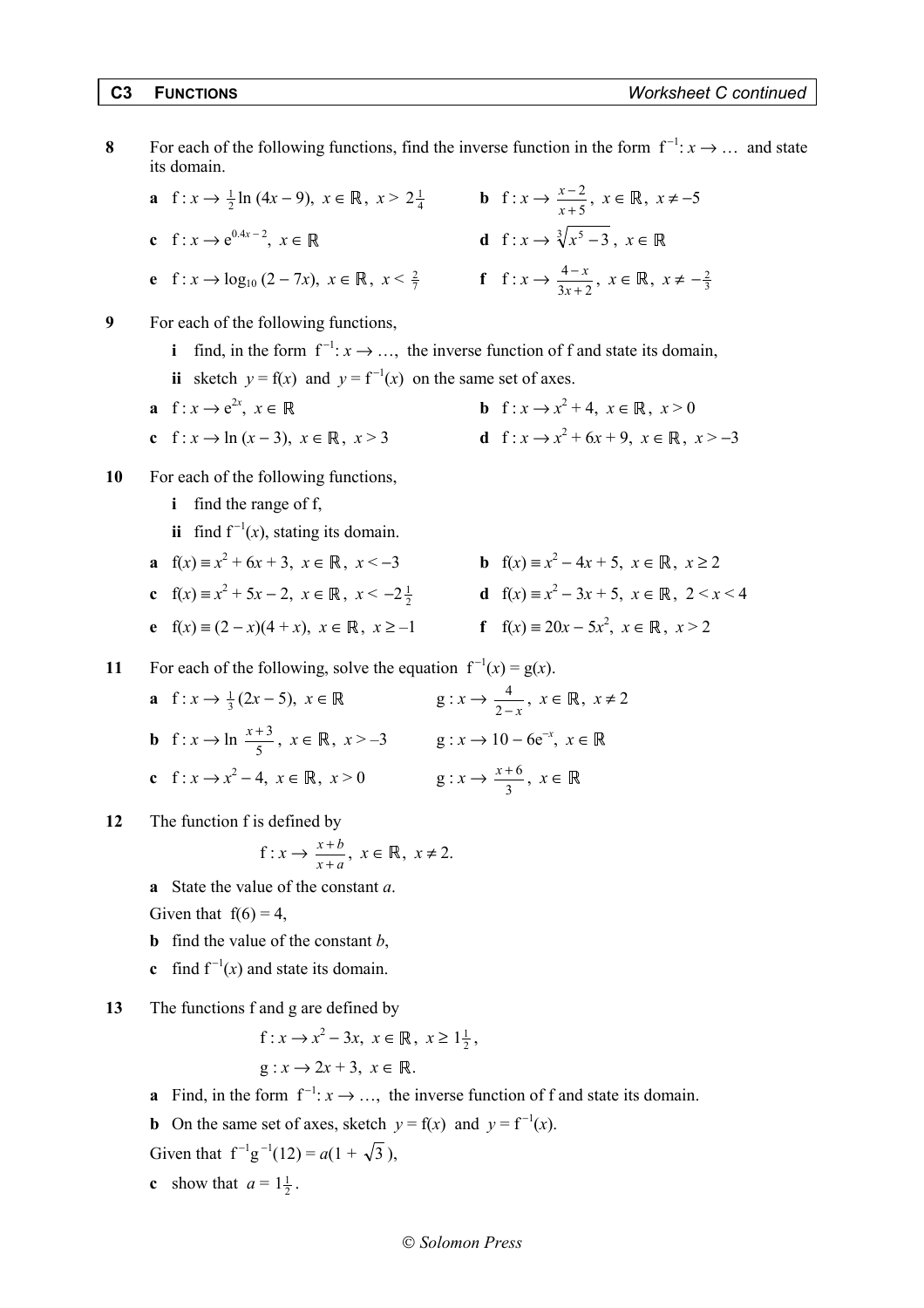**8** For each of the following functions, find the inverse function in the form $\text{f}^{-1}: x \to \ldots$ and state its domain.

**a** $\text{f}: x \to \frac{1}{2}\ln(4x - 9),\ x \in \mathbb{R},\ x > 2\frac{1}{4}$

**b** $\text{f}: x \to \frac{x-2}{x+5},\ x \in \mathbb{R},\ x \neq -5$

**c** $\text{f}: x \to \text{e}^{0.4x - 2},\ x \in \mathbb{R}$

**d** $\text{f}: x \to \sqrt[3]{x^5 - 3},\ x \in \mathbb{R}$

**e** $\text{f}: x \to \log_{10}(2 - 7x),\ x \in \mathbb{R},\ x < \frac{2}{7}$

**f** $\text{f}: x \to \frac{4-x}{3x+2},\ x \in \mathbb{R},\ x \neq -\frac{2}{3}$

**9** For each of the following functions,

**i** find, in the form $\text{f}^{-1}: x \to \ldots$, the inverse function of f and state its domain,

**ii** sketch $y = \text{f}(x)$ and $y = \text{f}^{-1}(x)$ on the same set of axes.

**a** $\text{f}: x \to \text{e}^{2x},\ x \in \mathbb{R}$

**b** $\text{f}: x \to x^2 + 4,\ x \in \mathbb{R},\ x > 0$

**c** $\text{f}: x \to \ln(x - 3),\ x \in \mathbb{R},\ x > 3$

**d** $\text{f}: x \to x^2 + 6x + 9,\ x \in \mathbb{R},\ x > -3$

**10** For each of the following functions,

**i** find the range of f,

**ii** find $\text{f}^{-1}(x)$, stating its domain.

**a** $\text{f}(x) \equiv x^2 + 6x + 3,\ x \in \mathbb{R},\ x < -3$

**b** $\text{f}(x) \equiv x^2 - 4x + 5,\ x \in \mathbb{R},\ x \geq 2$

**c** $\text{f}(x) \equiv x^2 + 5x - 2,\ x \in \mathbb{R},\ x < -2\frac{1}{2}$

**d** $\text{f}(x) \equiv x^2 - 3x + 5,\ x \in \mathbb{R},\ 2 < x < 4$

**e** $\text{f}(x) \equiv (2 - x)(4 + x),\ x \in \mathbb{R},\ x \geq -1$

**f** $\text{f}(x) \equiv 20x - 5x^2,\ x \in \mathbb{R},\ x > 2$

**11** For each of the following, solve the equation $\text{f}^{-1}(x) = \text{g}(x)$.

**a** $\text{f}: x \to \frac{1}{3}(2x - 5),\ x \in \mathbb{R}$ $\qquad$ $\text{g}: x \to \frac{4}{2-x},\ x \in \mathbb{R},\ x \neq 2$

**b** $\text{f}: x \to \ln\frac{x+3}{5},\ x \in \mathbb{R},\ x > -3$ $\qquad$ $\text{g}: x \to 10 - 6\text{e}^{-x},\ x \in \mathbb{R}$

**c** $\text{f}: x \to x^2 - 4,\ x \in \mathbb{R},\ x > 0$ $\qquad$ $\text{g}: x \to \frac{x+6}{3},\ x \in \mathbb{R}$

**12** The function f is defined by

$$\text{f}: x \to \frac{x+b}{x+a},\ x \in \mathbb{R},\ x \neq 2.$$

**a** State the value of the constant $a$.

Given that $\text{f}(6) = 4$,

**b** find the value of the constant $b$,

**c** find $\text{f}^{-1}(x)$ and state its domain.

**13** The functions f and g are defined by

$$\text{f}: x \to x^2 - 3x,\ x \in \mathbb{R},\ x \geq 1\tfrac{1}{2},$$

$$\text{g}: x \to 2x + 3,\ x \in \mathbb{R}.$$

**a** Find, in the form $\text{f}^{-1}: x \to \ldots$, the inverse function of f and state its domain.

**b** On the same set of axes, sketch $y = \text{f}(x)$ and $y = \text{f}^{-1}(x)$.

Given that $\text{f}^{-1}\text{g}^{-1}(12) = a(1 + \sqrt{3})$,

**c** show that $a = 1\frac{1}{2}$.